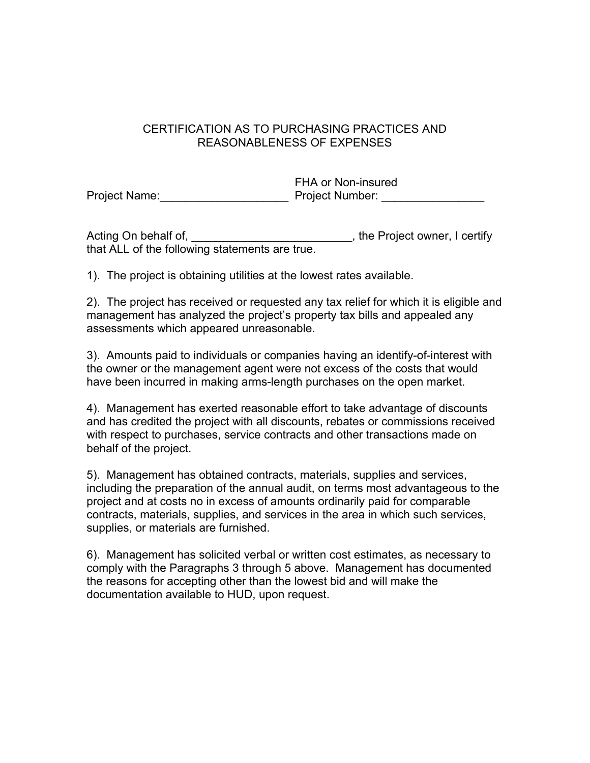# CERTIFICATION AS TO PURCHASING PRACTICES AND REASONABLENESS OF EXPENSES

Project Name:____________________ FHA or Non-insured Project Number: ________________

Acting On behalf of, _________________________, the Project owner, I certify that ALL of the following statements are true.

1). The project is obtaining utilities at the lowest rates available.

2). The project has received or requested any tax relief for which it is eligible and management has analyzed the project's property tax bills and appealed any assessments which appeared unreasonable.

3). Amounts paid to individuals or companies having an identify-of-interest with the owner or the management agent were not excess of the costs that would have been incurred in making arms-length purchases on the open market.

4). Management has exerted reasonable effort to take advantage of discounts and has credited the project with all discounts, rebates or commissions received with respect to purchases, service contracts and other transactions made on behalf of the project.

5). Management has obtained contracts, materials, supplies and services, including the preparation of the annual audit, on terms most advantageous to the project and at costs no in excess of amounts ordinarily paid for comparable contracts, materials, supplies, and services in the area in which such services, supplies, or materials are furnished.

6). Management has solicited verbal or written cost estimates, as necessary to comply with the Paragraphs 3 through 5 above. Management has documented the reasons for accepting other than the lowest bid and will make the documentation available to HUD, upon request.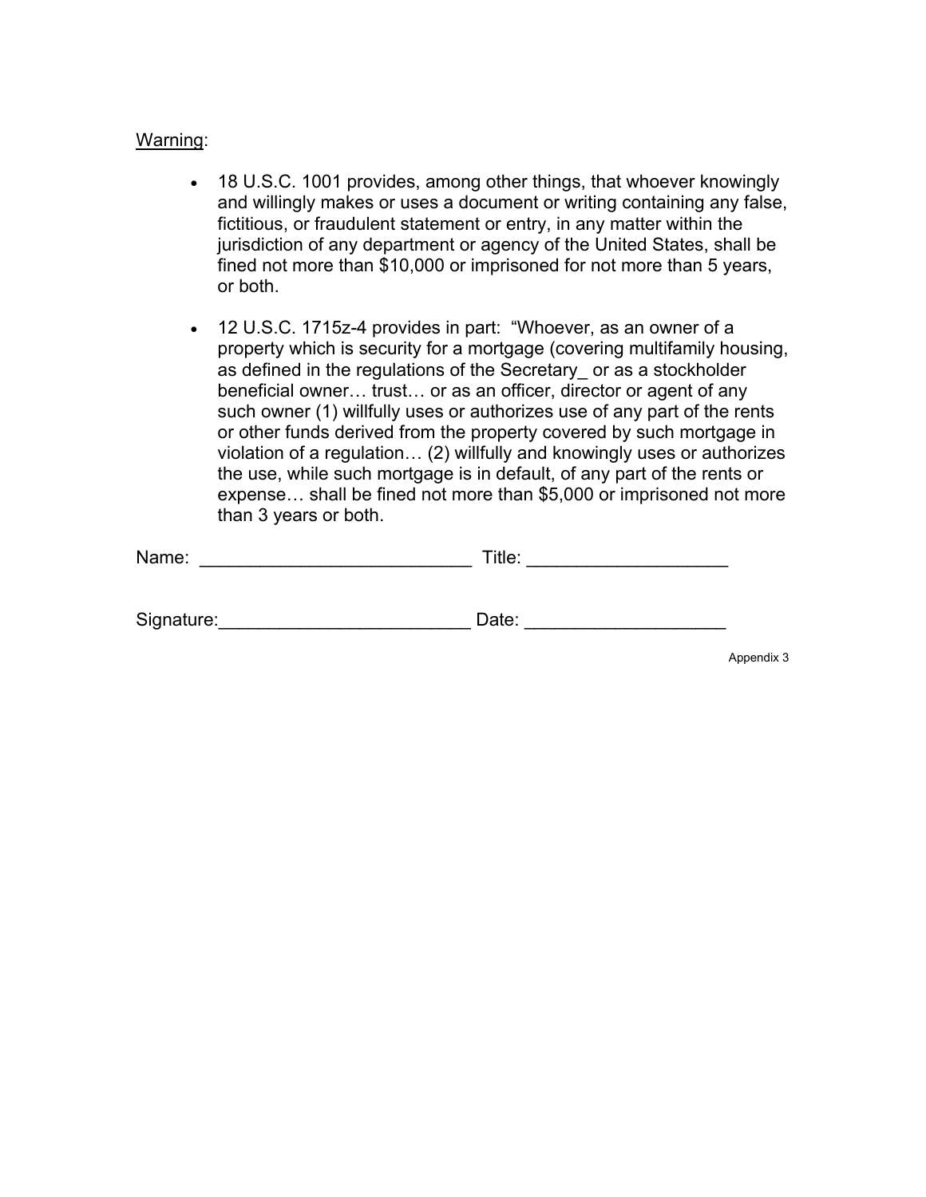Warning:

- 18 U.S.C. 1001 provides, among other things, that whoever knowingly and willingly makes or uses a document or writing containing any false, fictitious, or fraudulent statement or entry, in any matter within the jurisdiction of any department or agency of the United States, shall be fined not more than $10,000 or imprisoned for not more than 5 years, or both.

- 12 U.S.C. 1715z-4 provides in part: "Whoever, as an owner of a property which is security for a mortgage (covering multifamily housing, as defined in the regulations of the Secretary_ or as a stockholder beneficial owner… trust… or as an officer, director or agent of any such owner (1) willfully uses or authorizes use of any part of the rents or other funds derived from the property covered by such mortgage in violation of a regulation… (2) willfully and knowingly uses or authorizes the use, while such mortgage is in default, of any part of the rents or expense… shall be fined not more than $5,000 or imprisoned not more than 3 years or both.

Name: ___________________________ Title: ____________________

Signature:_________________________ Date: ____________________

Appendix 3